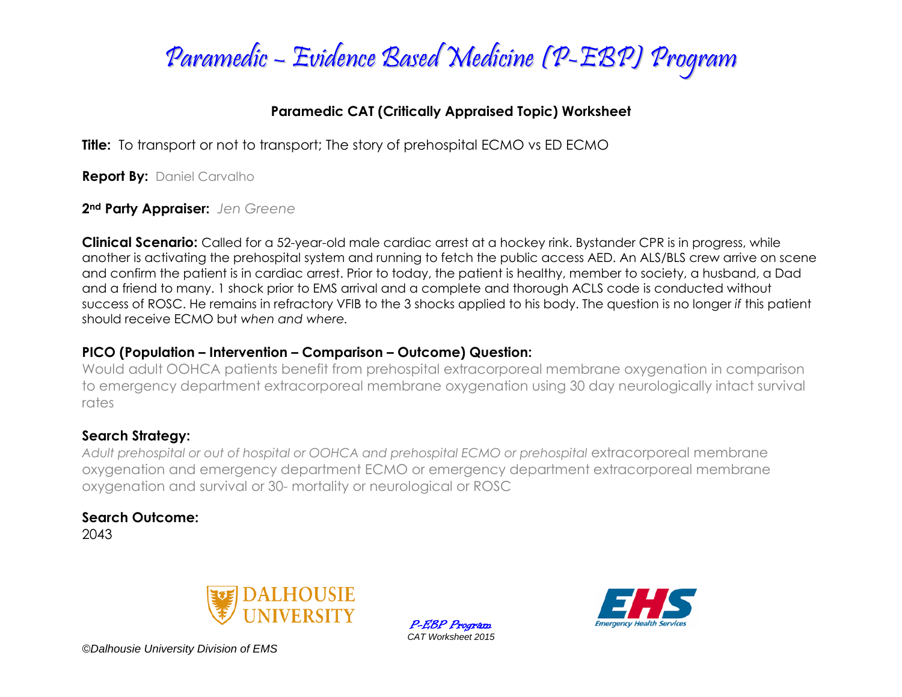# Paramedic – Evidence Based Medicine (P-EBP) Program

## Paramedic CAT (Critically Appraised Topic) Worksheet

**Title:** To transport or not to transport; The story of prehospital ECMO vs ED ECMO

**Report By:** Daniel Carvalho

**2nd Party Appraiser:** *Jen Greene*

**Clinical Scenario:** Called for a 52-year-old male cardiac arrest at a hockey rink. Bystander CPR is in progress, while another is activating the prehospital system and running to fetch the public access AED. An ALS/BLS crew arrive on scene and confirm the patient is in cardiac arrest. Prior to today, the patient is healthy, member to society, a husband, a Dad and a friend to many. 1 shock prior to EMS arrival and a complete and thorough ACLS code is conducted without success of ROSC. He remains in refractory VFIB to the 3 shocks applied to his body. The question is no longer *if* this patient should receive ECMO but *when and where.*

### PICO (Population – Intervention – Comparison – Outcome) Question:

Would adult OOHCA patients benefit from prehospital extracorporeal membrane oxygenation in comparison to emergency department extracorporeal membrane oxygenation using 30 day neurologically intact survival rates

### Search Strategy:

*Adult prehospital or out of hospital or OOHCA and prehospital ECMO or prehospital* extracorporeal membrane oxygenation and emergency department ECMO or emergency department extracorporeal membrane oxygenation and survival or 30- mortality or neurological or ROSC

### Search Outcome:

2043

©Dalhousie University Division of EMS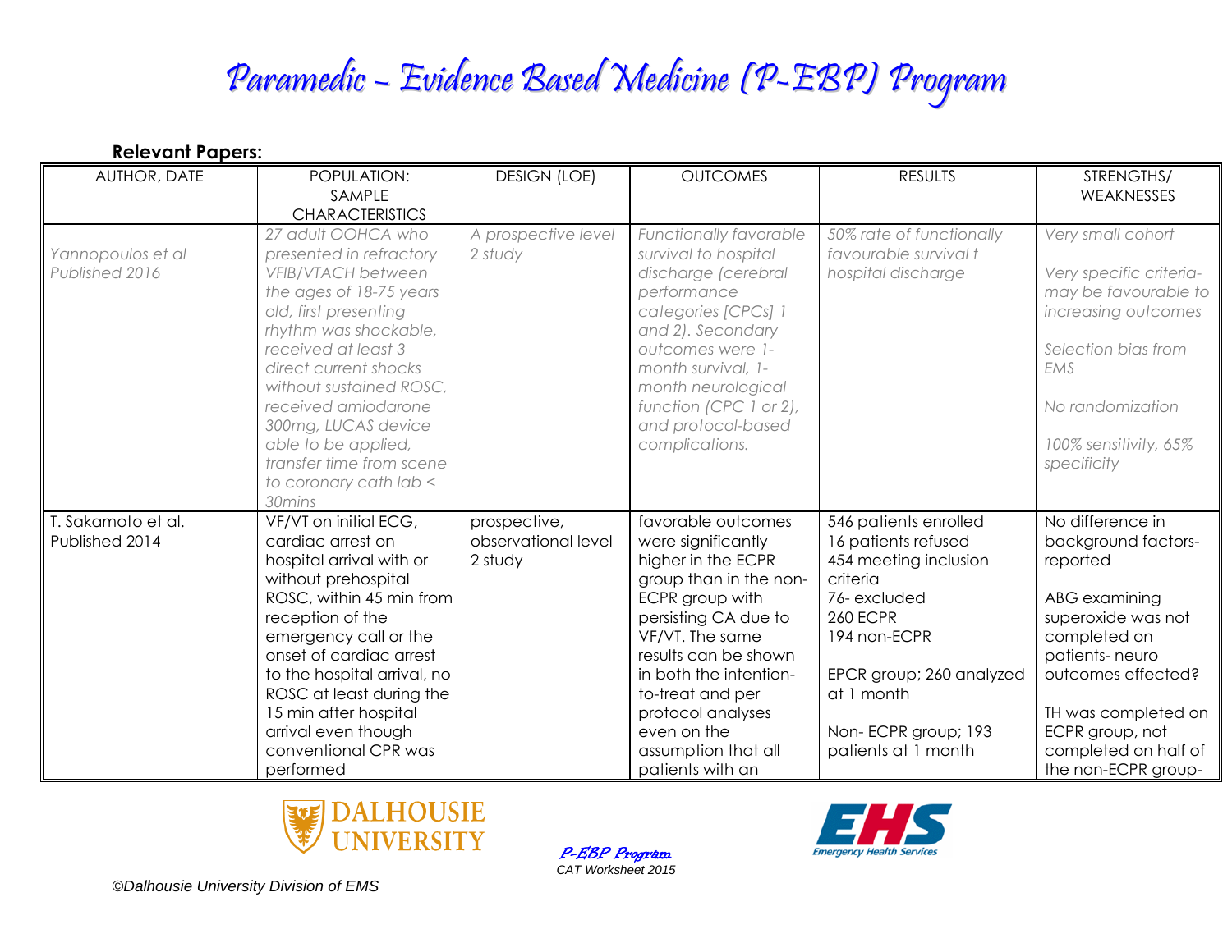# Paramedic – Evidence Based Medicine (P-EBP) Program

**Relevant Papers:**

| AUTHOR, DATE | POPULATION: SAMPLE CHARACTERISTICS | DESIGN (LOE) | OUTCOMES | RESULTS | STRENGTHS/ WEAKNESSES |
|---|---|---|---|---|---|
| *Yannopoulos et al Published 2016* | *27 adult OOHCA who presented in refractory VFIB/VTACH between the ages of 18-75 years old, first presenting rhythm was shockable, received at least 3 direct current shocks without sustained ROSC, received amiodarone 300mg, LUCAS device able to be applied, transfer time from scene to coronary cath lab < 30mins* | *A prospective level 2 study* | *Functionally favorable survival to hospital discharge (cerebral performance categories [CPCs] 1 and 2). Secondary outcomes were 1-month survival, 1-month neurological function (CPC 1 or 2), and protocol-based complications.* | *50% rate of functionally favourable survival t hospital discharge* | *Very small cohort*<br><br>*Very specific criteria- may be favourable to increasing outcomes*<br><br>*Selection bias from EMS*<br><br>*No randomization*<br><br>*100% sensitivity, 65% specificity* |
| T. Sakamoto et al. Published 2014 | VF/VT on initial ECG, cardiac arrest on hospital arrival with or without prehospital ROSC, within 45 min from reception of the emergency call or the onset of cardiac arrest to the hospital arrival, no ROSC at least during the 15 min after hospital arrival even though conventional CPR was performed | prospective, observational level 2 study | favorable outcomes were significantly higher in the ECPR group than in the non-ECPR group with persisting CA due to VF/VT. The same results can be shown in both the intention-to-treat and per protocol analyses even on the assumption that all patients with an | 546 patients enrolled<br>16 patients refused<br>454 meeting inclusion criteria<br>76- excluded<br>260 ECPR<br>194 non-ECPR<br><br>EPCR group; 260 analyzed at 1 month<br><br>Non- ECPR group; 193 patients at 1 month | No difference in background factors- reported<br><br>ABG examining superoxide was not completed on patients- neuro outcomes effected?<br><br>TH was completed on ECPR group, not completed on half of the non-ECPR group- |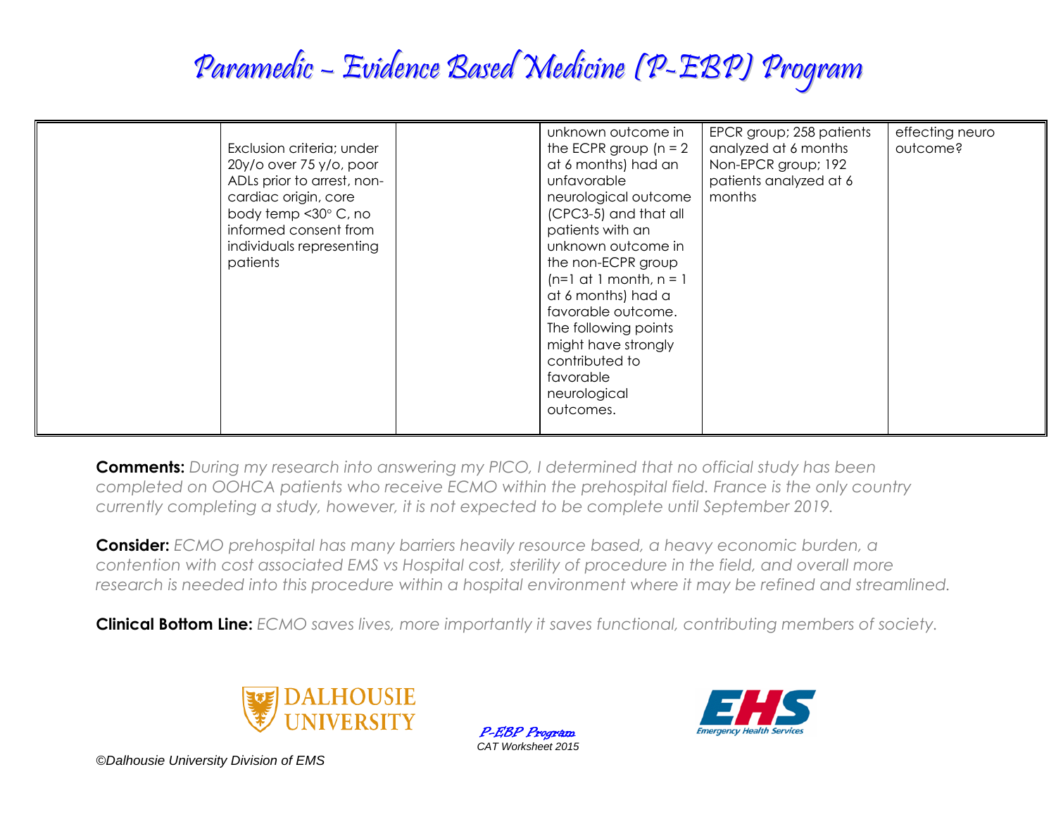| | | | | | |
|---|---|---|---|---|---|
| | Exclusion criteria; under 20y/o over 75 y/o, poor ADLs prior to arrest, non-cardiac origin, core body temp <30° C, no informed consent from individuals representing patients | | unknown outcome in the ECPR group (n = 2 at 6 months) had an unfavorable neurological outcome (CPC3-5) and that all patients with an unknown outcome in the non-ECPR group (n=1 at 1 month, n = 1 at 6 months) had a favorable outcome. The following points might have strongly contributed to favorable neurological outcomes. | EPCR group; 258 patients analyzed at 6 months Non-EPCR group; 192 patients analyzed at 6 months | effecting neuro outcome? |

**Comments:** *During my research into answering my PICO, I determined that no official study has been completed on OOHCA patients who receive ECMO within the prehospital field. France is the only country currently completing a study, however, it is not expected to be complete until September 2019.*

**Consider:** *ECMO prehospital has many barriers heavily resource based, a heavy economic burden, a contention with cost associated EMS vs Hospital cost, sterility of procedure in the field, and overall more research is needed into this procedure within a hospital environment where it may be refined and streamlined.*

**Clinical Bottom Line:** *ECMO saves lives, more importantly it saves functional, contributing members of society.*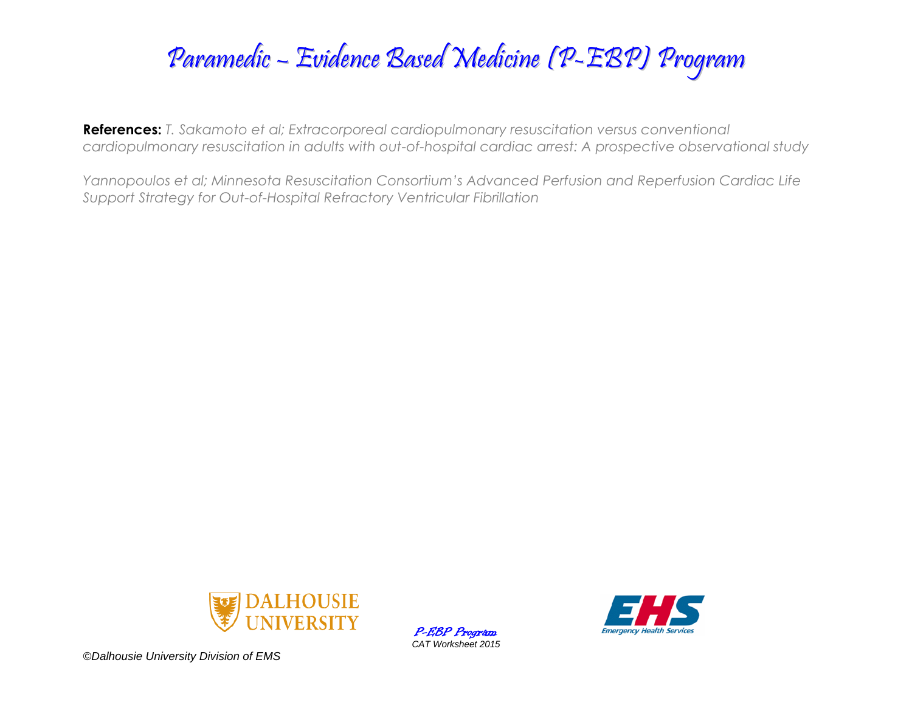**References:** *T. Sakamoto et al; Extracorporeal cardiopulmonary resuscitation versus conventional cardiopulmonary resuscitation in adults with out-of-hospital cardiac arrest: A prospective observational study*

*Yannopoulos et al; Minnesota Resuscitation Consortium's Advanced Perfusion and Reperfusion Cardiac Life Support Strategy for Out-of-Hospital Refractory Ventricular Fibrillation*